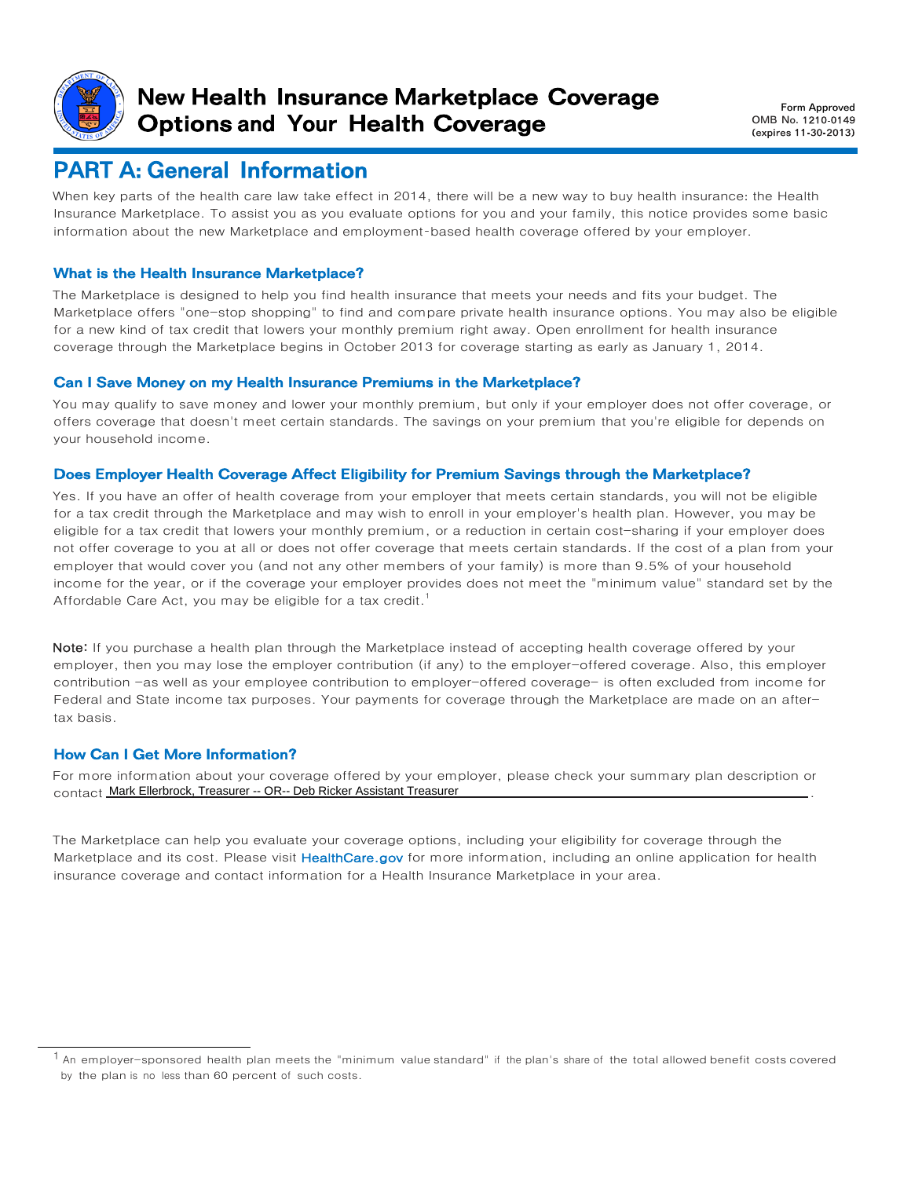# New Health Insurance Marketplace Coverage Options and Your Health Coverage

Form Approved
OMB No. 1210-0149
(expires 11-30-2013)

## PART A: General Information

When key parts of the health care law take effect in 2014, there will be a new way to buy health insurance: the Health Insurance Marketplace. To assist you as you evaluate options for you and your family, this notice provides some basic information about the new Marketplace and employment-based health coverage offered by your employer.

### What is the Health Insurance Marketplace?

The Marketplace is designed to help you find health insurance that meets your needs and fits your budget. The Marketplace offers "one-stop shopping" to find and compare private health insurance options. You may also be eligible for a new kind of tax credit that lowers your monthly premium right away. Open enrollment for health insurance coverage through the Marketplace begins in October 2013 for coverage starting as early as January 1, 2014.

### Can I Save Money on my Health Insurance Premiums in the Marketplace?

You may qualify to save money and lower your monthly premium, but only if your employer does not offer coverage, or offers coverage that doesn't meet certain standards. The savings on your premium that you're eligible for depends on your household income.

### Does Employer Health Coverage Affect Eligibility for Premium Savings through the Marketplace?

Yes. If you have an offer of health coverage from your employer that meets certain standards, you will not be eligible for a tax credit through the Marketplace and may wish to enroll in your employer's health plan. However, you may be eligible for a tax credit that lowers your monthly premium, or a reduction in certain cost-sharing if your employer does not offer coverage to you at all or does not offer coverage that meets certain standards. If the cost of a plan from your employer that would cover you (and not any other members of your family) is more than 9.5% of your household income for the year, or if the coverage your employer provides does not meet the "minimum value" standard set by the Affordable Care Act, you may be eligible for a tax credit.[1]

**Note:** If you purchase a health plan through the Marketplace instead of accepting health coverage offered by your employer, then you may lose the employer contribution (if any) to the employer-offered coverage. Also, this employer contribution -as well as your employee contribution to employer-offered coverage- is often excluded from income for Federal and State income tax purposes. Your payments for coverage through the Marketplace are made on an after-tax basis.

### How Can I Get More Information?

For more information about your coverage offered by your employer, please check your summary plan description or contact Mark Ellerbrock, Treasurer -- OR-- Deb Ricker Assistant Treasurer.

The Marketplace can help you evaluate your coverage options, including your eligibility for coverage through the Marketplace and its cost. Please visit HealthCare.gov for more information, including an online application for health insurance coverage and contact information for a Health Insurance Marketplace in your area.

---

[1] An employer-sponsored health plan meets the "minimum value standard" if the plan's share of the total allowed benefit costs covered by the plan is no less than 60 percent of such costs.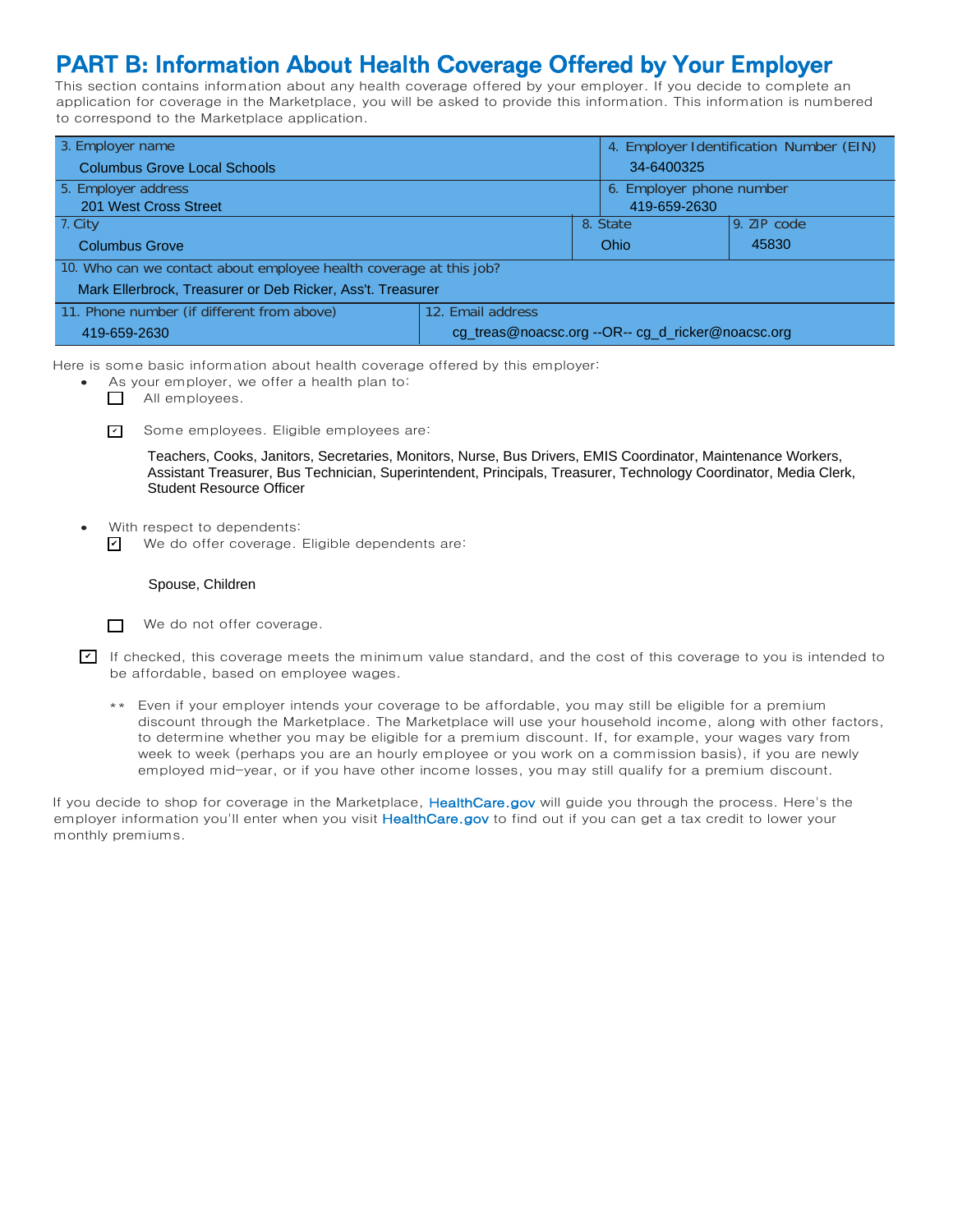# PART B: Information About Health Coverage Offered by Your Employer

This section contains information about any health coverage offered by your employer. If you decide to complete an application for coverage in the Marketplace, you will be asked to provide this information. This information is numbered to correspond to the Marketplace application.

| 3. Employer name | | 4. Employer Identification Number (EIN) |
|---|---|---|
| Columbus Grove Local Schools | | 34-6400325 |
| 5. Employer address | | 6. Employer phone number |
| 201 West Cross Street | | 419-659-2630 |
| 7. City | 8. State | 9. ZIP code |
| Columbus Grove | Ohio | 45830 |
| 10. Who can we contact about employee health coverage at this job? | | |
| Mark Ellerbrock, Treasurer or Deb Ricker, Ass't. Treasurer | | |
| 11. Phone number (if different from above) | 12. Email address | |
| 419-659-2630 | cg_treas@noacsc.org --OR-- cg_d_ricker@noacsc.org | |

Here is some basic information about health coverage offered by this employer:

- As your employer, we offer a health plan to:
  - ☐ All employees.
  - ☑ Some employees. Eligible employees are:

    Teachers, Cooks, Janitors, Secretaries, Monitors, Nurse, Bus Drivers, EMIS Coordinator, Maintenance Workers, Assistant Treasurer, Bus Technician, Superintendent, Principals, Treasurer, Technology Coordinator, Media Clerk, Student Resource Officer

- With respect to dependents:
  - ☑ We do offer coverage. Eligible dependents are:

    Spouse, Children

  - ☐ We do not offer coverage.

☑ If checked, this coverage meets the minimum value standard, and the cost of this coverage to you is intended to be affordable, based on employee wages.

** Even if your employer intends your coverage to be affordable, you may still be eligible for a premium discount through the Marketplace. The Marketplace will use your household income, along with other factors, to determine whether you may be eligible for a premium discount. If, for example, your wages vary from week to week (perhaps you are an hourly employee or you work on a commission basis), if you are newly employed mid-year, or if you have other income losses, you may still qualify for a premium discount.

If you decide to shop for coverage in the Marketplace, **HealthCare.gov** will guide you through the process. Here's the employer information you'll enter when you visit **HealthCare.gov** to find out if you can get a tax credit to lower your monthly premiums.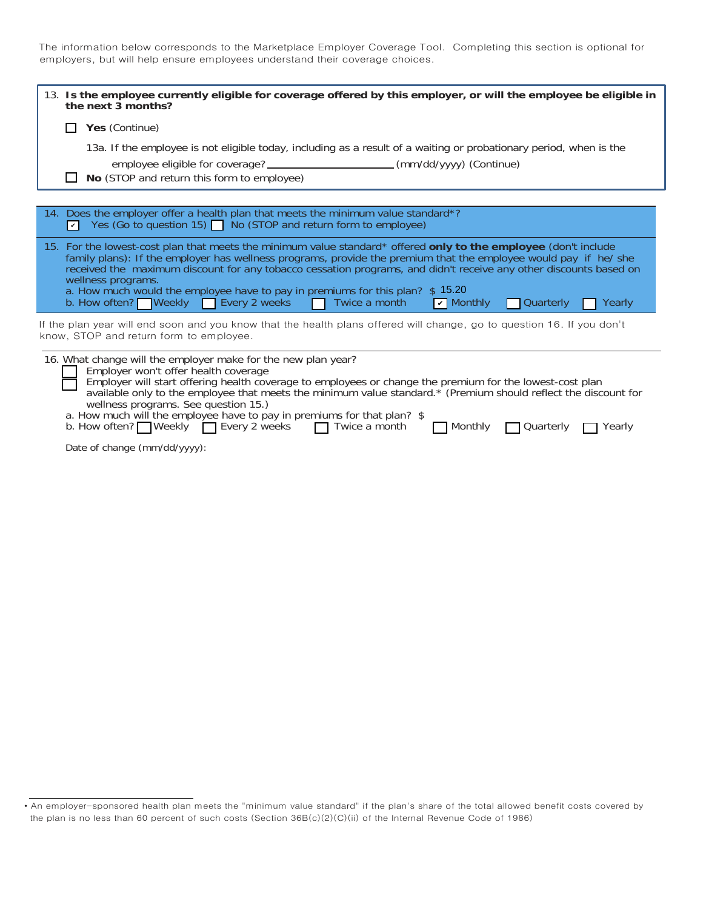The information below corresponds to the Marketplace Employer Coverage Tool. Completing this section is optional for employers, but will help ensure employees understand their coverage choices.

13. **Is the employee currently eligible for coverage offered by this employer, or will the employee be eligible in the next 3 months?**

- [ ] **Yes** (Continue)

  13a. If the employee is not eligible today, including as a result of a waiting or probationary period, when is the employee eligible for coverage? ______________________ (mm/dd/yyyy) (Continue)

- [ ] **No** (STOP and return this form to employee)

14. Does the employer offer a health plan that meets the minimum value standard*?
- [x] Yes (Go to question 15)
- [ ] No (STOP and return form to employee)

15. For the lowest-cost plan that meets the minimum value standard* offered **only to the employee** (don't include family plans): If the employer has wellness programs, provide the premium that the employee would pay if he/ she received the maximum discount for any tobacco cessation programs, and didn't receive any other discounts based on wellness programs.

a. How much would the employee have to pay in premiums for this plan? $ 15.20

b. How often?
- [ ] Weekly
- [ ] Every 2 weeks
- [ ] Twice a month
- [x] Monthly
- [ ] Quarterly
- [ ] Yearly

If the plan year will end soon and you know that the health plans offered will change, go to question 16. If you don't know, STOP and return form to employee.

16. What change will the employer make for the new plan year?
- [ ] Employer won't offer health coverage
- [ ] Employer will start offering health coverage to employees or change the premium for the lowest-cost plan available only to the employee that meets the minimum value standard.* (Premium should reflect the discount for wellness programs. See question 15.)

a. How much will the employee have to pay in premiums for that plan? $

b. How often?
- [ ] Weekly
- [ ] Every 2 weeks
- [ ] Twice a month
- [ ] Monthly
- [ ] Quarterly
- [ ] Yearly

Date of change (mm/dd/yyyy):

• An employer-sponsored health plan meets the "minimum value standard" if the plan's share of the total allowed benefit costs covered by the plan is no less than 60 percent of such costs (Section 36B(c)(2)(C)(ii) of the Internal Revenue Code of 1986)